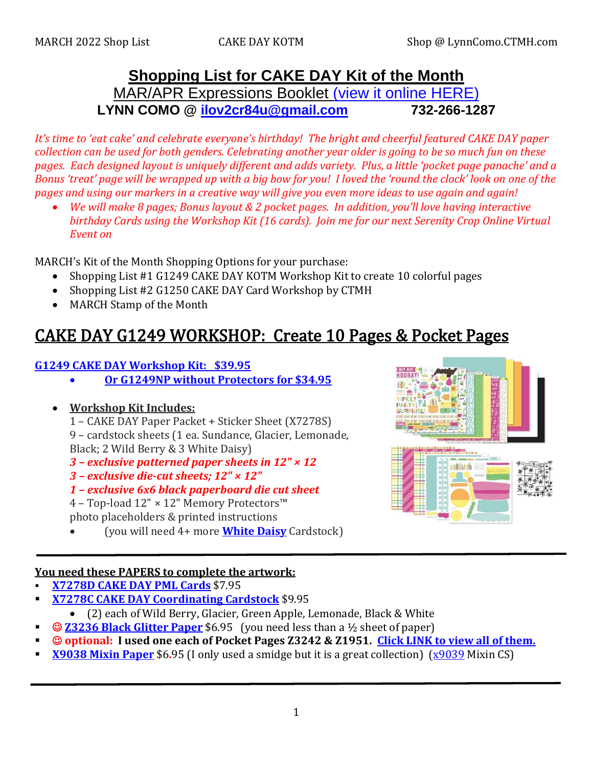# Shopping List for CAKE DAY Kit of the Month

MAR/APR Expressions Booklet (view it online HERE)

**LYNN COMO @ ilov2cr84u@gmail.com 732-266-1287**

*It's time to 'eat cake' and celebrate everyone's birthday! The bright and cheerful featured CAKE DAY paper collection can be used for both genders. Celebrating another year older is going to be so much fun on these pages. Each designed layout is uniquely different and adds variety. Plus, a little 'pocket page panache' and a Bonus 'treat' page will be wrapped up with a big bow for you! I loved the 'round the clock' look on one of the pages and using our markers in a creative way will give you even more ideas to use again and again!*

- *We will make 8 pages; Bonus layout & 2 pocket pages. In addition, you'll love having interactive birthday Cards using the Workshop Kit (16 cards). Join me for our next Serenity Crop Online Virtual Event on*

MARCH's Kit of the Month Shopping Options for your purchase:

- Shopping List #1 G1249 CAKE DAY KOTM Workshop Kit to create 10 colorful pages
- Shopping List #2 G1250 CAKE DAY Card Workshop by CTMH
- MARCH Stamp of the Month

## CAKE DAY G1249 WORKSHOP: Create 10 Pages & Pocket Pages

**G1249 CAKE DAY Workshop Kit: $39.95**

- **Or G1249NP without Protectors for $34.95**

- **Workshop Kit Includes:**
  1 – CAKE DAY Paper Packet + Sticker Sheet (X7278S)
  9 – cardstock sheets (1 ea. Sundance, Glacier, Lemonade, Black; 2 Wild Berry & 3 White Daisy)
  ***3 – exclusive patterned paper sheets in 12" × 12***
  ***3 – exclusive die-cut sheets; 12" × 12"***
  ***1 – exclusive 6x6 black paperboard die cut sheet***
  4 – Top-load 12" × 12" Memory Protectors™
  photo placeholders & printed instructions
  - (you will need 4+ more **White Daisy** Cardstock)

---

**You need these PAPERS to complete the artwork:**

- **X7278D CAKE DAY PML Cards** $7.95
- **X7278C CAKE DAY Coordinating Cardstock** $9.95
  - (2) each of Wild Berry, Glacier, Green Apple, Lemonade, Black & White
- ☺ **Z3236 Black Glitter Paper** $6.95 (you need less than a ½ sheet of paper)
- ☺ **optional: I used one each of Pocket Pages Z3242 & Z1951.** **Click LINK to view all of them.**
- **X9038 Mixin Paper** $6.95 (I only used a smidge but it is a great collection) (x9039 Mixin CS)

---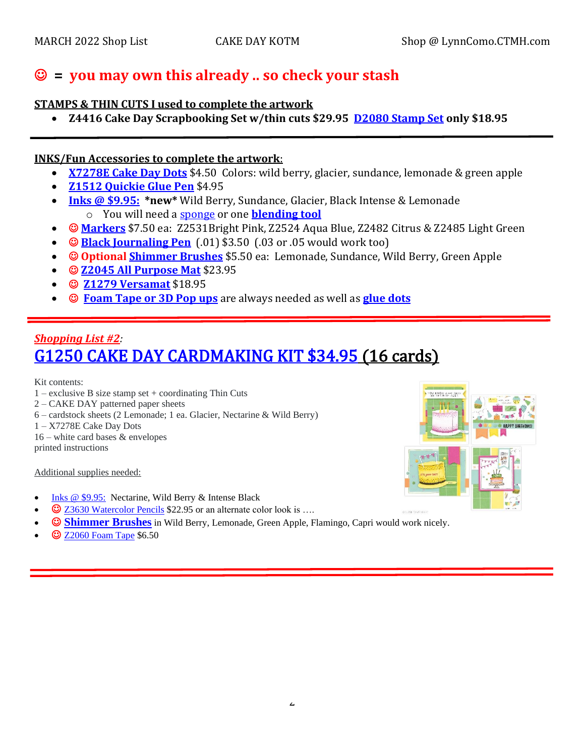☺ = **you may own this already .. so check your stash**

**STAMPS & THIN CUTS I used to complete the artwork**

- **Z4416 Cake Day Scrapbooking Set w/thin cuts $29.95 D2080 Stamp Set only $18.95**

---

**INKS/Fun Accessories to complete the artwork:**

- **X7278E Cake Day Dots** $4.50 Colors: wild berry, glacier, sundance, lemonade & green apple
- **Z1512 Quickie Glue Pen** $4.95
- **Inks @ $9.95:** ***new*** Wild Berry, Sundance, Glacier, Black Intense & Lemonade
  - You will need a sponge or one **blending tool**
- ☺ **Markers** $7.50 ea: Z2531Bright Pink, Z2524 Aqua Blue, Z2482 Citrus & Z2485 Light Green
- ☺ **Black Journaling Pen** (.01) $3.50 (.03 or .05 would work too)
- ☺ **Optional Shimmer Brushes** $5.50 ea: Lemonade, Sundance, Wild Berry, Green Apple
- ☺ **Z2045 All Purpose Mat** $23.95
- ☺ **Z1279 Versamat** $18.95
- ☺ **Foam Tape or 3D Pop ups** are always needed as well as **glue dots**

---

***Shopping List #2*:**

## G1250 CAKE DAY CARDMAKING KIT $34.95 (16 cards)

Kit contents:
1 – exclusive B size stamp set + coordinating Thin Cuts
2 – CAKE DAY patterned paper sheets
6 – cardstock sheets (2 Lemonade; 1 ea. Glacier, Nectarine & Wild Berry)
1 – X7278E Cake Day Dots
16 – white card bases & envelopes
printed instructions

Additional supplies needed:

- Inks @ $9.95: Nectarine, Wild Berry & Intense Black
- ☺ Z3630 Watercolor Pencils $22.95 or an alternate color look is ….
- ☺ **Shimmer Brushes** in Wild Berry, Lemonade, Green Apple, Flamingo, Capri would work nicely.
- ☺ Z2060 Foam Tape $6.50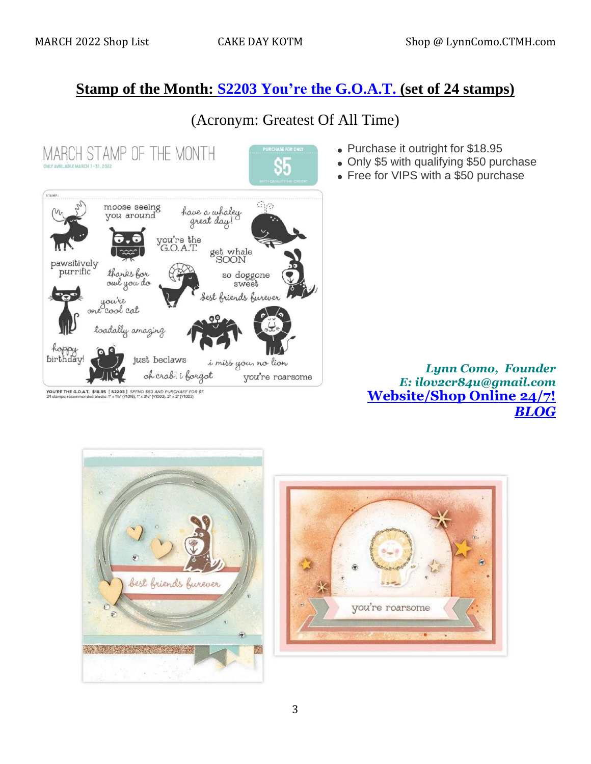## Stamp of the Month: S2203 You're the G.O.A.T. (set of 24 stamps)

(Acronym: Greatest Of All Time)

- Purchase it outright for $18.95
- Only $5 with qualifying $50 purchase
- Free for VIPS with a $50 purchase

***Lynn Como, Founder***
***E: ilov2cr84u@gmail.com***
**Website/Shop Online 24/7!**
***BLOG***